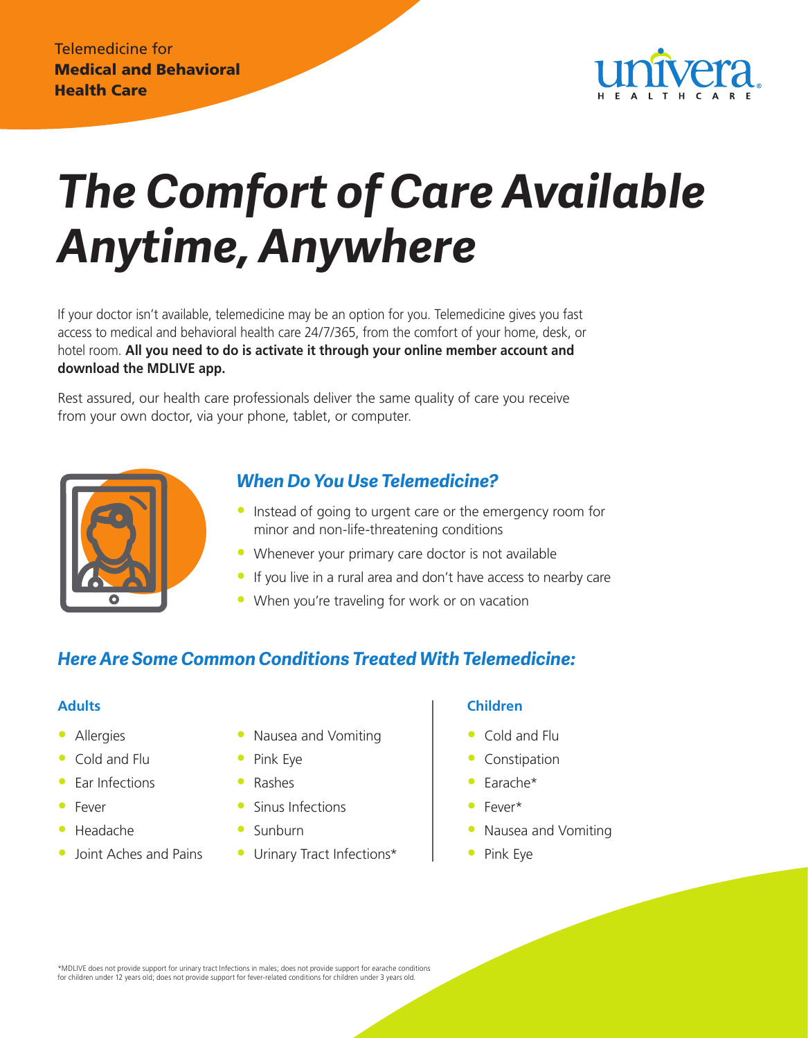Telemedicine for
**Medical and Behavioral Health Care**

univera HEALTHCARE

# *The Comfort of Care Available Anytime, Anywhere*

If your doctor isn't available, telemedicine may be an option for you. Telemedicine gives you fast access to medical and behavioral health care 24/7/365, from the comfort of your home, desk, or hotel room. **All you need to do is activate it through your online member account and download the MDLIVE app.**

Rest assured, our health care professionals deliver the same quality of care you receive from your own doctor, via your phone, tablet, or computer.

## *When Do You Use Telemedicine?*

- Instead of going to urgent care or the emergency room for minor and non-life-threatening conditions
- Whenever your primary care doctor is not available
- If you live in a rural area and don't have access to nearby care
- When you're traveling for work or on vacation

## *Here Are Some Common Conditions Treated With Telemedicine:*

### Adults

- Allergies
- Cold and Flu
- Ear Infections
- Fever
- Headache
- Joint Aches and Pains
- Nausea and Vomiting
- Pink Eye
- Rashes
- Sinus Infections
- Sunburn
- Urinary Tract Infections*

### Children

- Cold and Flu
- Constipation
- Earache*
- Fever*
- Nausea and Vomiting
- Pink Eye

*MDLIVE does not provide support for urinary tract Infections in males; does not provide support for earache conditions for children under 12 years old; does not provide support for fever-related conditions for children under 3 years old.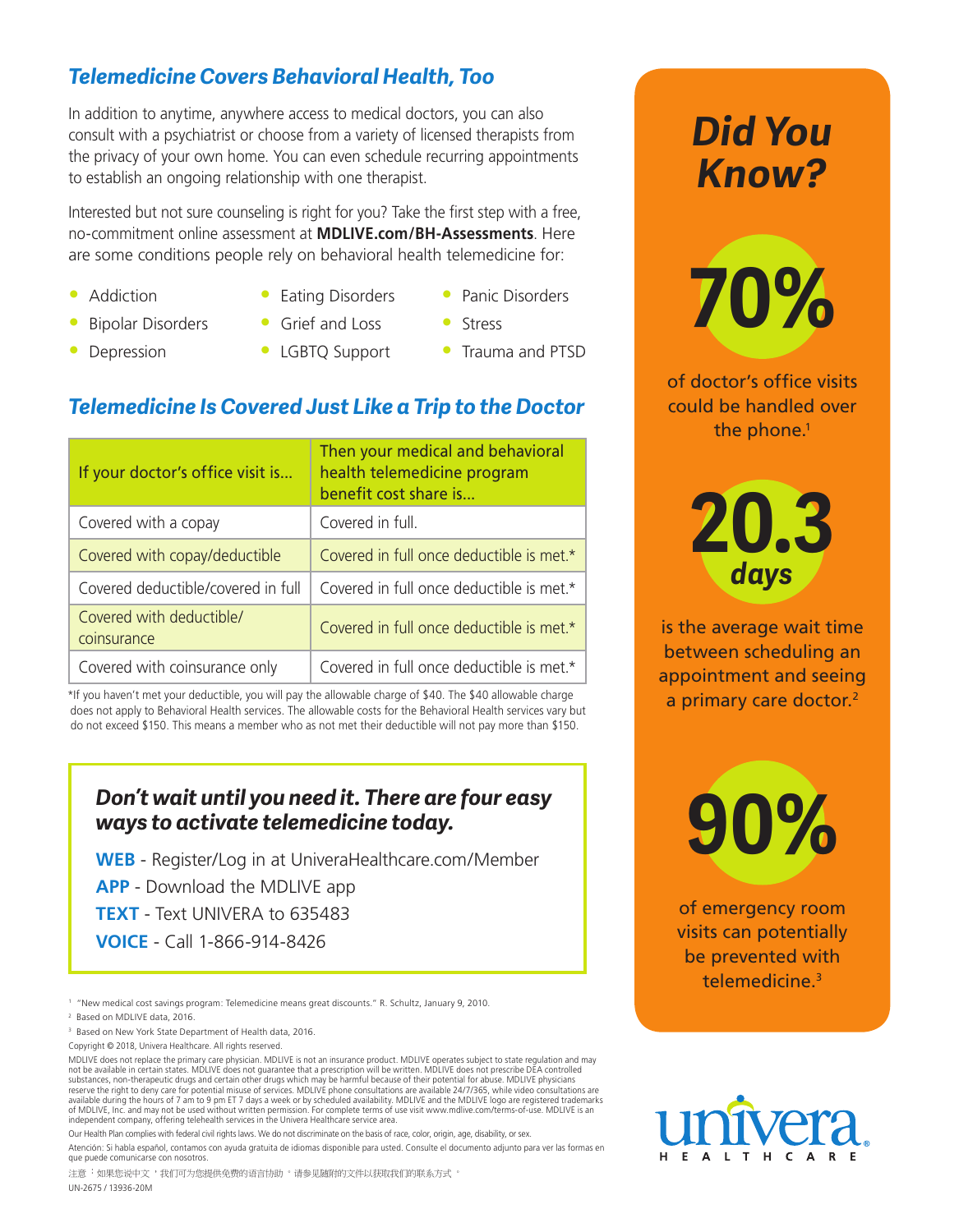## *Telemedicine Covers Behavioral Health, Too*

In addition to anytime, anywhere access to medical doctors, you can also consult with a psychiatrist or choose from a variety of licensed therapists from the privacy of your own home. You can even schedule recurring appointments to establish an ongoing relationship with one therapist.

Interested but not sure counseling is right for you? Take the first step with a free, no-commitment online assessment at **MDLIVE.com/BH-Assessments**. Here are some conditions people rely on behavioral health telemedicine for:

- Addiction
- Bipolar Disorders
- Depression
- Eating Disorders
- Grief and Loss
- LGBTQ Support
- Panic Disorders
- Stress
- Trauma and PTSD

## *Telemedicine Is Covered Just Like a Trip to the Doctor*

| If your doctor's office visit is... | Then your medical and behavioral health telemedicine program benefit cost share is... |
|---|---|
| Covered with a copay | Covered in full. |
| Covered with copay/deductible | Covered in full once deductible is met.* |
| Covered deductible/covered in full | Covered in full once deductible is met.* |
| Covered with deductible/ coinsurance | Covered in full once deductible is met.* |
| Covered with coinsurance only | Covered in full once deductible is met.* |

*If you haven't met your deductible, you will pay the allowable charge of $40. The $40 allowable charge does not apply to Behavioral Health services. The allowable costs for the Behavioral Health services vary but do not exceed $150. This means a member who as not met their deductible will not pay more than $150.

### *Don't wait until you need it. There are four easy ways to activate telemedicine today.*

**WEB** - Register/Log in at UniveraHealthcare.com/Member
**APP** - Download the MDLIVE app
**TEXT** - Text UNIVERA to 635483
**VOICE** - Call 1-866-914-8426

## *Did You Know?*

**70%**

of doctor's office visits could be handled over the phone.[1]

**20.3 days**

is the average wait time between scheduling an appointment and seeing a primary care doctor.[2]

**90%**

of emergency room visits can potentially be prevented with telemedicine.[3]

[1] "New medical cost savings program: Telemedicine means great discounts." R. Schultz, January 9, 2010.

[2] Based on MDLIVE data, 2016.

[3] Based on New York State Department of Health data, 2016.

Copyright © 2018, Univera Healthcare. All rights reserved.

MDLIVE does not replace the primary care physician. MDLIVE is not an insurance product. MDLIVE operates subject to state regulation and may not be available in certain states. MDLIVE does not guarantee that a prescription will be written. MDLIVE does not prescribe DEA controlled substances, non-therapeutic drugs and certain other drugs which may be harmful because of their potential for abuse. MDLIVE physicians reserve the right to deny care for potential misuse of services. MDLIVE phone consultations are available 24/7/365, while video consultations are available during the hours of 7 am to 9 pm ET 7 days a week or by scheduled availability. MDLIVE and the MDLIVE logo are registered trademarks of MDLIVE, Inc. and may not be used without written permission. For complete terms of use visit www.mdlive.com/terms-of-use. MDLIVE is an independent company, offering telehealth services in the Univera Healthcare service area.

Our Health Plan complies with federal civil rights laws. We do not discriminate on the basis of race, color, origin, age, disability, or sex.

Atención: Si habla español, contamos con ayuda gratuita de idiomas disponible para usted. Consulte el documento adjunto para ver las formas en que puede comunicarse con nosotros.

注意：如果您说中文，我们可为您提供免费的语言协助。请参见随附的文件以获取我们的联系方式。

UN-2675 / 13936-20M

univera HEALTHCARE